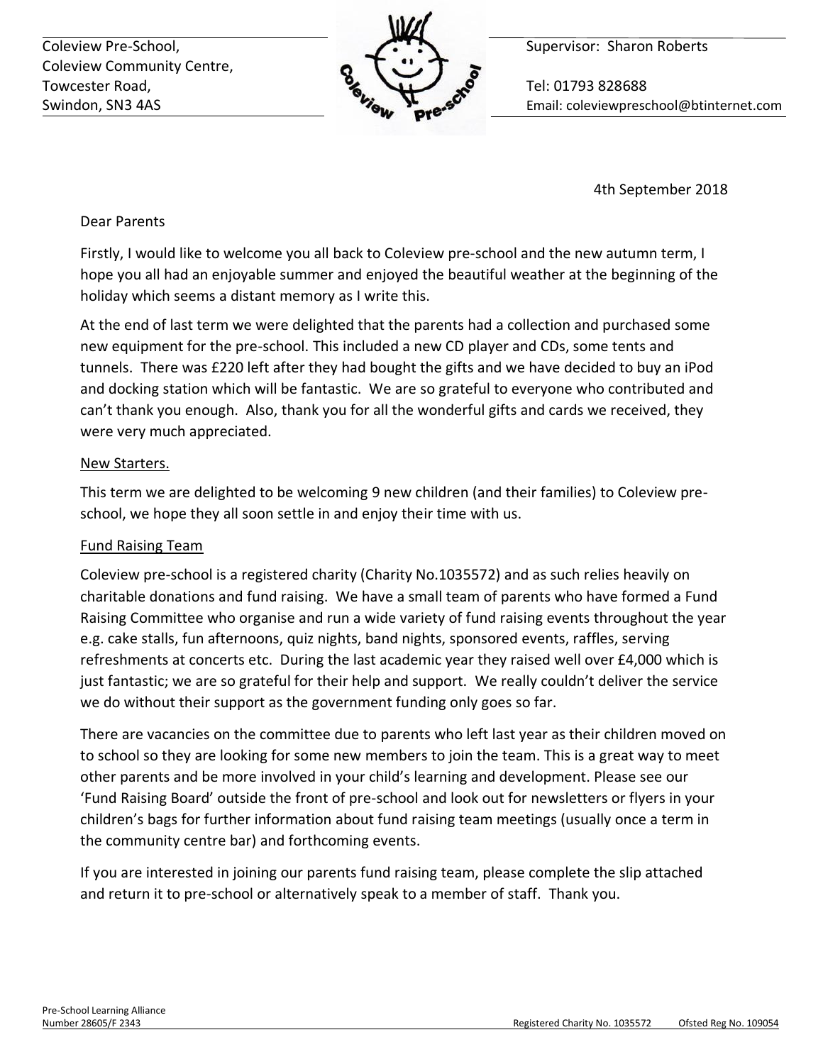Coleview Pre-School,
Coleview Community Centre,
Towcester Road,
Swindon, SN3 4AS

Supervisor: Sharon Roberts

Tel: 01793 828688
Email: coleviewpreschool@btinternet.com

4th September 2018

Dear Parents

Firstly, I would like to welcome you all back to Coleview pre-school and the new autumn term, I hope you all had an enjoyable summer and enjoyed the beautiful weather at the beginning of the holiday which seems a distant memory as I write this.

At the end of last term we were delighted that the parents had a collection and purchased some new equipment for the pre-school. This included a new CD player and CDs, some tents and tunnels. There was £220 left after they had bought the gifts and we have decided to buy an iPod and docking station which will be fantastic. We are so grateful to everyone who contributed and can't thank you enough. Also, thank you for all the wonderful gifts and cards we received, they were very much appreciated.

## New Starters.

This term we are delighted to be welcoming 9 new children (and their families) to Coleview pre-school, we hope they all soon settle in and enjoy their time with us.

## Fund Raising Team

Coleview pre-school is a registered charity (Charity No.1035572) and as such relies heavily on charitable donations and fund raising. We have a small team of parents who have formed a Fund Raising Committee who organise and run a wide variety of fund raising events throughout the year e.g. cake stalls, fun afternoons, quiz nights, band nights, sponsored events, raffles, serving refreshments at concerts etc. During the last academic year they raised well over £4,000 which is just fantastic; we are so grateful for their help and support. We really couldn't deliver the service we do without their support as the government funding only goes so far.

There are vacancies on the committee due to parents who left last year as their children moved on to school so they are looking for some new members to join the team. This is a great way to meet other parents and be more involved in your child's learning and development. Please see our 'Fund Raising Board' outside the front of pre-school and look out for newsletters or flyers in your children's bags for further information about fund raising team meetings (usually once a term in the community centre bar) and forthcoming events.

If you are interested in joining our parents fund raising team, please complete the slip attached and return it to pre-school or alternatively speak to a member of staff. Thank you.

Pre-School Learning Alliance
Number 28605/F 2343

Registered Charity No. 1035572 Ofsted Reg No. 109054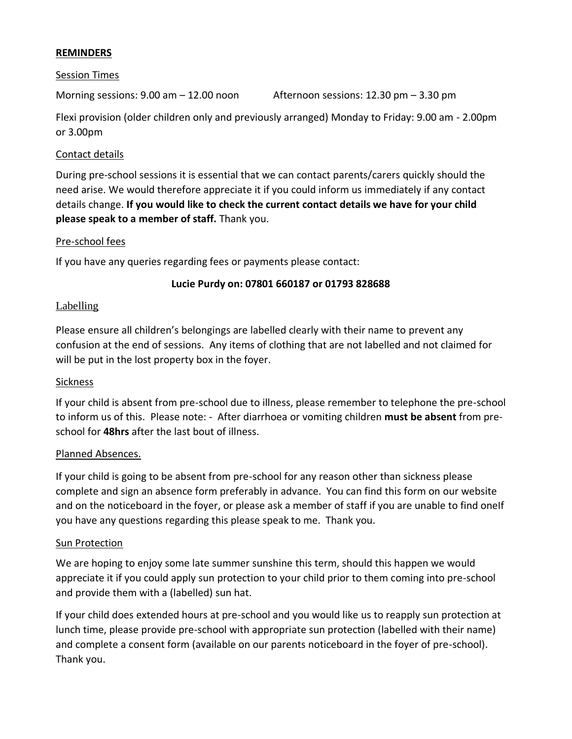## REMINDERS

### Session Times

Morning sessions: 9.00 am – 12.00 noon Afternoon sessions: 12.30 pm – 3.30 pm

Flexi provision (older children only and previously arranged) Monday to Friday: 9.00 am - 2.00pm or 3.00pm

### Contact details

During pre-school sessions it is essential that we can contact parents/carers quickly should the need arise. We would therefore appreciate it if you could inform us immediately if any contact details change. **If you would like to check the current contact details we have for your child please speak to a member of staff.** Thank you.

### Pre-school fees

If you have any queries regarding fees or payments please contact:

**Lucie Purdy on: 07801 660187 or 01793 828688**

### Labelling

Please ensure all children's belongings are labelled clearly with their name to prevent any confusion at the end of sessions. Any items of clothing that are not labelled and not claimed for will be put in the lost property box in the foyer.

### Sickness

If your child is absent from pre-school due to illness, please remember to telephone the pre-school to inform us of this. Please note: - After diarrhoea or vomiting children **must be absent** from pre-school for **48hrs** after the last bout of illness.

### Planned Absences.

If your child is going to be absent from pre-school for any reason other than sickness please complete and sign an absence form preferably in advance. You can find this form on our website and on the noticeboard in the foyer, or please ask a member of staff if you are unable to find oneIf you have any questions regarding this please speak to me. Thank you.

### Sun Protection

We are hoping to enjoy some late summer sunshine this term, should this happen we would appreciate it if you could apply sun protection to your child prior to them coming into pre-school and provide them with a (labelled) sun hat.

If your child does extended hours at pre-school and you would like us to reapply sun protection at lunch time, please provide pre-school with appropriate sun protection (labelled with their name) and complete a consent form (available on our parents noticeboard in the foyer of pre-school). Thank you.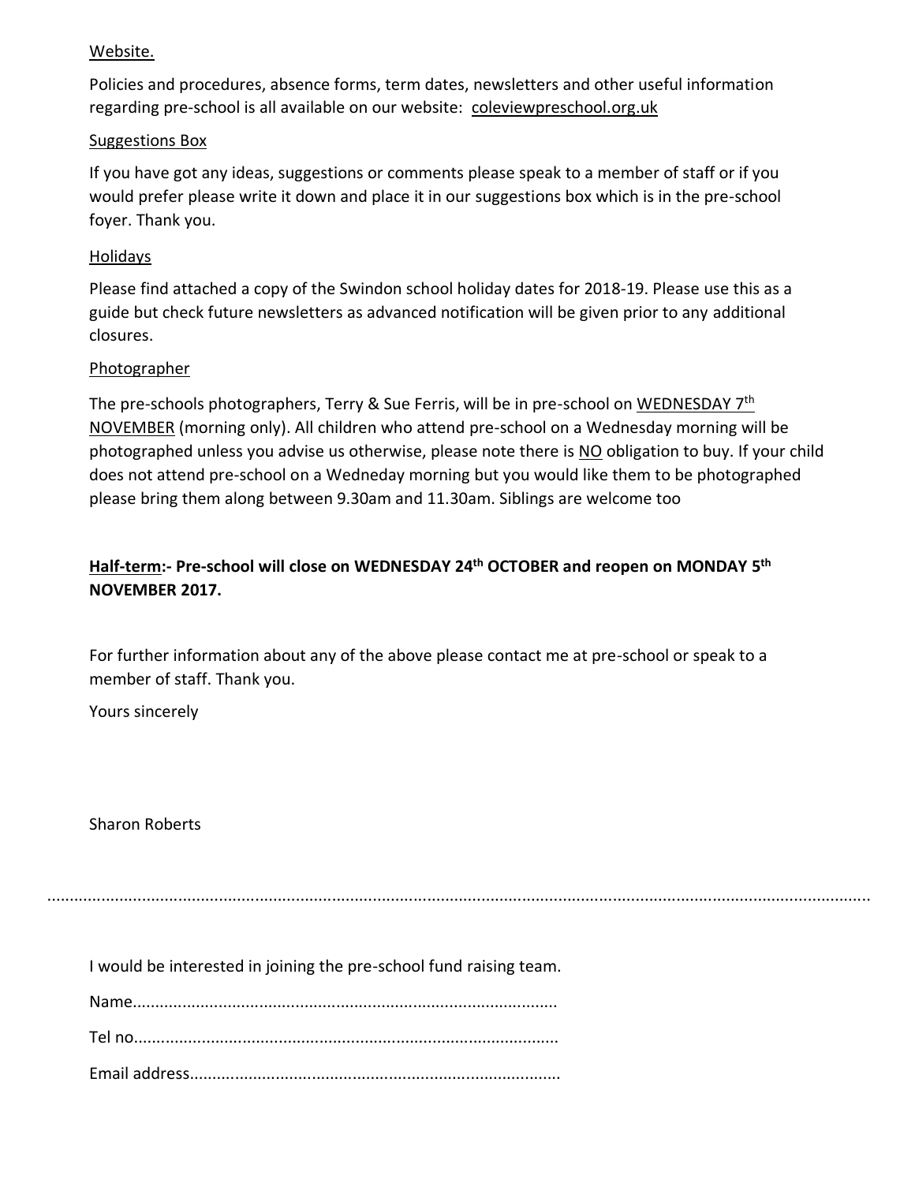Website.

Policies and procedures, absence forms, term dates, newsletters and other useful information regarding pre-school is all available on our website: coleviewpreschool.org.uk

Suggestions Box

If you have got any ideas, suggestions or comments please speak to a member of staff or if you would prefer please write it down and place it in our suggestions box which is in the pre-school foyer. Thank you.

Holidays

Please find attached a copy of the Swindon school holiday dates for 2018-19. Please use this as a guide but check future newsletters as advanced notification will be given prior to any additional closures.

Photographer

The pre-schools photographers, Terry & Sue Ferris, will be in pre-school on WEDNESDAY 7th NOVEMBER (morning only). All children who attend pre-school on a Wednesday morning will be photographed unless you advise us otherwise, please note there is NO obligation to buy. If your child does not attend pre-school on a Wedneday morning but you would like them to be photographed please bring them along between 9.30am and 11.30am. Siblings are welcome too

**Half-term:- Pre-school will close on WEDNESDAY 24th OCTOBER and reopen on MONDAY 5th NOVEMBER 2017.**

For further information about any of the above please contact me at pre-school or speak to a member of staff. Thank you.

Yours sincerely

Sharon Roberts

.......................................................................................................................................................................

I would be interested in joining the pre-school fund raising team.

Name..............................................................................................

Tel no.............................................................................................

Email address.................................................................................